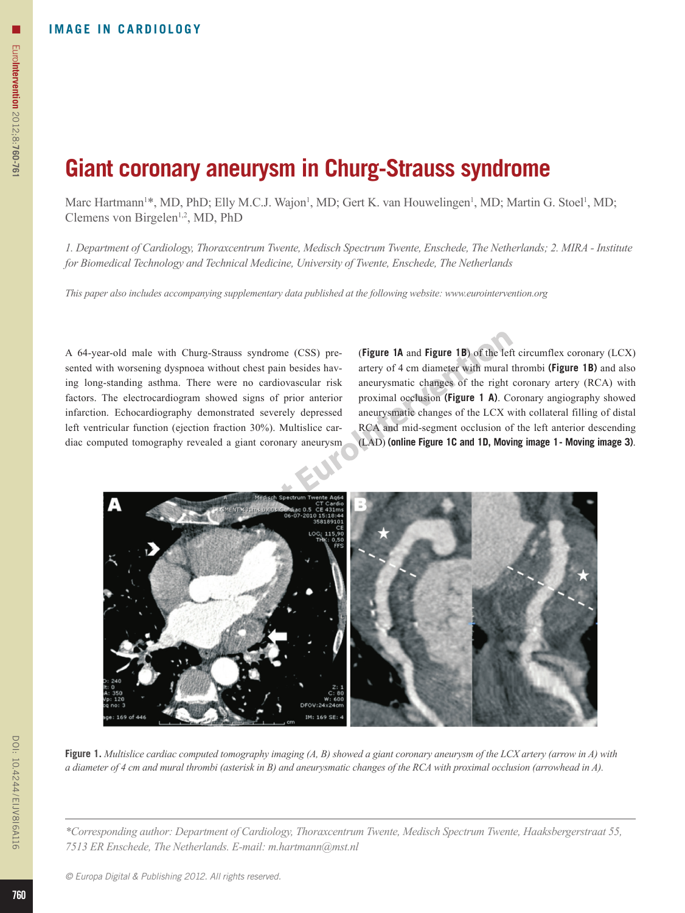# Giant coronary aneurysm in Churg-Strauss syndrome

Marc Hartmann[1]*, MD, PhD; Elly M.C.J. Wajon[1], MD; Gert K. van Houwelingen[1], MD; Martin G. Stoel[1], MD; Clemens von Birgelen[1,2], MD, PhD

*1. Department of Cardiology, Thoraxcentrum Twente, Medisch Spectrum Twente, Enschede, The Netherlands; 2. MIRA - Institute for Biomedical Technology and Technical Medicine, University of Twente, Enschede, The Netherlands*

*This paper also includes accompanying supplementary data published at the following website: www.eurointervention.org*

A 64-year-old male with Churg-Strauss syndrome (CSS) presented with worsening dyspnoea without chest pain besides having long-standing asthma. There were no cardiovascular risk factors. The electrocardiogram showed signs of prior anterior infarction. Echocardiography demonstrated severely depressed left ventricular function (ejection fraction 30%). Multislice cardiac computed tomography revealed a giant coronary aneurysm (**Figure 1A** and **Figure 1B**) of the left circumflex coronary (LCX) artery of 4 cm diameter with mural thrombi **(Figure 1B)** and also aneurysmatic changes of the right coronary artery (RCA) with proximal occlusion **(Figure 1 A)**. Coronary angiography showed aneurysmatic changes of the LCX with collateral filling of distal RCA and mid-segment occlusion of the left anterior descending (LAD) **(online Figure 1C and 1D, Moving image 1 - Moving image 3)**.

**Figure 1.** *Multislice cardiac computed tomography imaging (A, B) showed a giant coronary aneurysm of the LCX artery (arrow in A) with a diameter of 4 cm and mural thrombi (asterisk in B) and aneurysmatic changes of the RCA with proximal occlusion (arrowhead in A).*

*\*Corresponding author: Department of Cardiology, Thoraxcentrum Twente, Medisch Spectrum Twente, Haaksbergerstraat 55, 7513 ER Enschede, The Netherlands. E-mail: m.hartmann@mst.nl*

© Europa Digital & Publishing 2012. All rights reserved.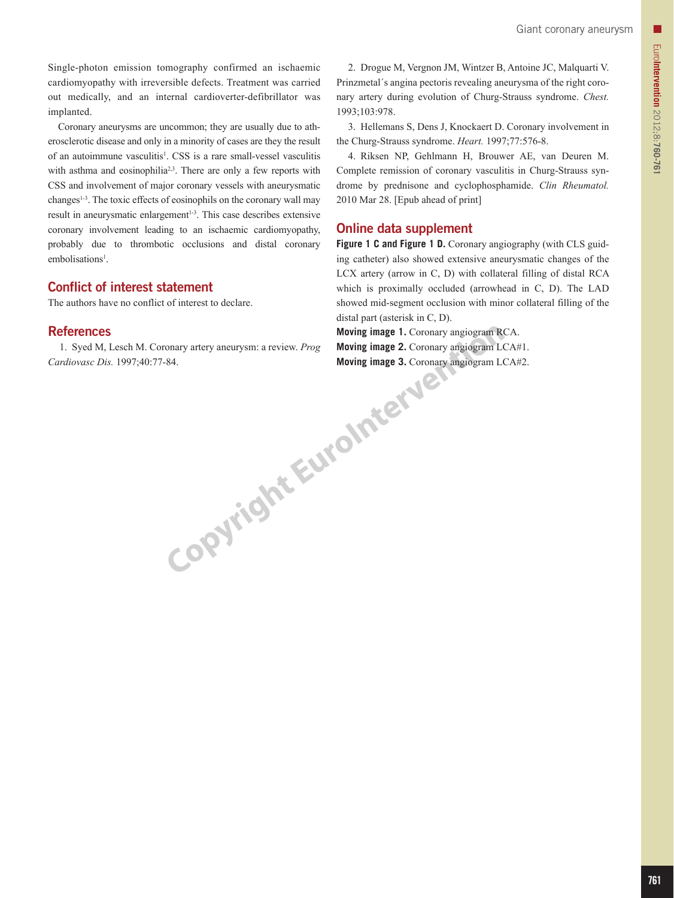Single-photon emission tomography confirmed an ischaemic cardiomyopathy with irreversible defects. Treatment was carried out medically, and an internal cardioverter-defibrillator was implanted.

Coronary aneurysms are uncommon; they are usually due to atherosclerotic disease and only in a minority of cases are they the result of an autoimmune vasculitis[1]. CSS is a rare small-vessel vasculitis with asthma and eosinophilia[2,3]. There are only a few reports with CSS and involvement of major coronary vessels with aneurysmatic changes[1-3]. The toxic effects of eosinophils on the coronary wall may result in aneurysmatic enlargement[1-3]. This case describes extensive coronary involvement leading to an ischaemic cardiomyopathy, probably due to thrombotic occlusions and distal coronary embolisations[1].

## Conflict of interest statement

The authors have no conflict of interest to declare.

## References

1. Syed M, Lesch M. Coronary artery aneurysm: a review. *Prog Cardiovasc Dis.* 1997;40:77-84.

2. Drogue M, Vergnon JM, Wintzer B, Antoine JC, Malquarti V. Prinzmetal´s angina pectoris revealing aneurysma of the right coronary artery during evolution of Churg-Strauss syndrome. *Chest.* 1993;103:978.

3. Hellemans S, Dens J, Knockaert D. Coronary involvement in the Churg-Strauss syndrome. *Heart.* 1997;77:576-8.

4. Riksen NP, Gehlmann H, Brouwer AE, van Deuren M. Complete remission of coronary vasculitis in Churg-Strauss syndrome by prednisone and cyclophosphamide. *Clin Rheumatol.* 2010 Mar 28. [Epub ahead of print]

## Online data supplement

**Figure 1 C and Figure 1 D.** Coronary angiography (with CLS guiding catheter) also showed extensive aneurysmatic changes of the LCX artery (arrow in C, D) with collateral filling of distal RCA which is proximally occluded (arrowhead in C, D). The LAD showed mid-segment occlusion with minor collateral filling of the distal part (asterisk in C, D).

**Moving image 1.** Coronary angiogram RCA.

**Moving image 2.** Coronary angiogram LCA#1.

**Moving image 3.** Coronary angiogram LCA#2.